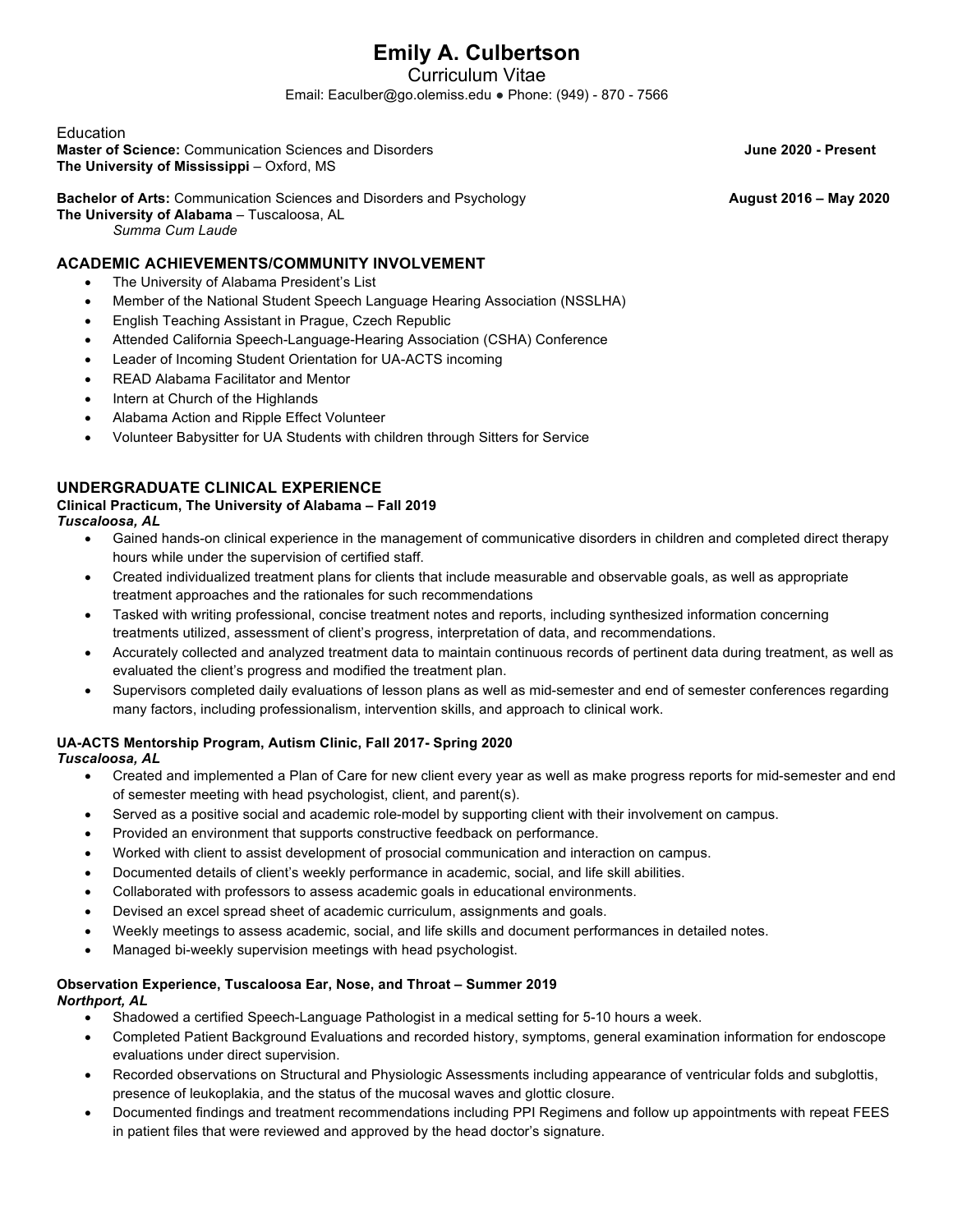# Emily A. Culbertson

Curriculum Vitae

Email: Eaculber@go.olemiss.edu ● Phone: (949) - 870 - 7566

## Education

**Master of Science:** Communication Sciences and Disorders **June 2020 - Present**
**The University of Mississippi** – Oxford, MS

**Bachelor of Arts:** Communication Sciences and Disorders and Psychology **August 2016 – May 2020**
**The University of Alabama** – Tuscaloosa, AL
*Summa Cum Laude*

## ACADEMIC ACHIEVEMENTS/COMMUNITY INVOLVEMENT

- The University of Alabama President's List
- Member of the National Student Speech Language Hearing Association (NSSLHA)
- English Teaching Assistant in Prague, Czech Republic
- Attended California Speech-Language-Hearing Association (CSHA) Conference
- Leader of Incoming Student Orientation for UA-ACTS incoming
- READ Alabama Facilitator and Mentor
- Intern at Church of the Highlands
- Alabama Action and Ripple Effect Volunteer
- Volunteer Babysitter for UA Students with children through Sitters for Service

## UNDERGRADUATE CLINICAL EXPERIENCE

**Clinical Practicum, The University of Alabama – Fall 2019**
***Tuscaloosa, AL***

- Gained hands-on clinical experience in the management of communicative disorders in children and completed direct therapy hours while under the supervision of certified staff.
- Created individualized treatment plans for clients that include measurable and observable goals, as well as appropriate treatment approaches and the rationales for such recommendations
- Tasked with writing professional, concise treatment notes and reports, including synthesized information concerning treatments utilized, assessment of client's progress, interpretation of data, and recommendations.
- Accurately collected and analyzed treatment data to maintain continuous records of pertinent data during treatment, as well as evaluated the client's progress and modified the treatment plan.
- Supervisors completed daily evaluations of lesson plans as well as mid-semester and end of semester conferences regarding many factors, including professionalism, intervention skills, and approach to clinical work.

**UA-ACTS Mentorship Program, Autism Clinic, Fall 2017- Spring 2020**
***Tuscaloosa, AL***

- Created and implemented a Plan of Care for new client every year as well as make progress reports for mid-semester and end of semester meeting with head psychologist, client, and parent(s).
- Served as a positive social and academic role-model by supporting client with their involvement on campus.
- Provided an environment that supports constructive feedback on performance.
- Worked with client to assist development of prosocial communication and interaction on campus.
- Documented details of client's weekly performance in academic, social, and life skill abilities.
- Collaborated with professors to assess academic goals in educational environments.
- Devised an excel spread sheet of academic curriculum, assignments and goals.
- Weekly meetings to assess academic, social, and life skills and document performances in detailed notes.
- Managed bi-weekly supervision meetings with head psychologist.

**Observation Experience, Tuscaloosa Ear, Nose, and Throat – Summer 2019**
***Northport, AL***

- Shadowed a certified Speech-Language Pathologist in a medical setting for 5-10 hours a week.
- Completed Patient Background Evaluations and recorded history, symptoms, general examination information for endoscope evaluations under direct supervision.
- Recorded observations on Structural and Physiologic Assessments including appearance of ventricular folds and subglottis, presence of leukoplakia, and the status of the mucosal waves and glottic closure.
- Documented findings and treatment recommendations including PPI Regimens and follow up appointments with repeat FEES in patient files that were reviewed and approved by the head doctor's signature.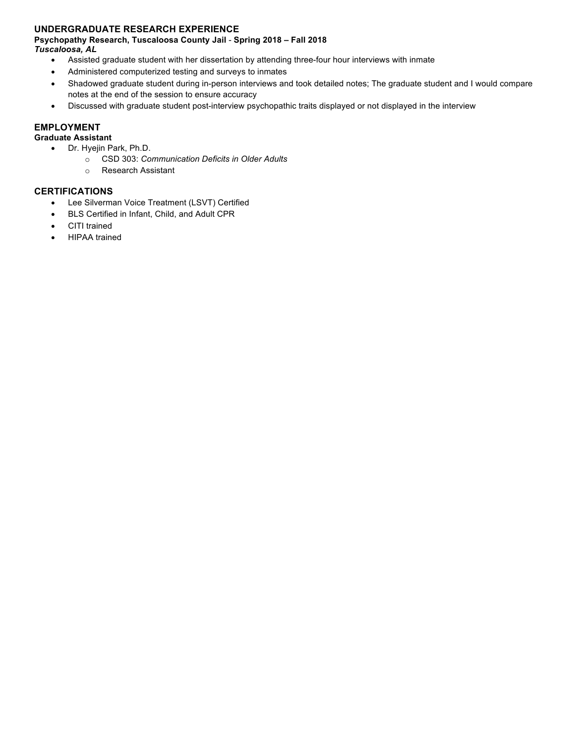## UNDERGRADUATE RESEARCH EXPERIENCE

**Psychopathy Research, Tuscaloosa County Jail** - **Spring 2018 – Fall 2018**
***Tuscaloosa, AL***

- Assisted graduate student with her dissertation by attending three-four hour interviews with inmate
- Administered computerized testing and surveys to inmates
- Shadowed graduate student during in-person interviews and took detailed notes; The graduate student and I would compare notes at the end of the session to ensure accuracy
- Discussed with graduate student post-interview psychopathic traits displayed or not displayed in the interview

## EMPLOYMENT

**Graduate Assistant**

- Dr. Hyejin Park, Ph.D.
  - CSD 303: *Communication Deficits in Older Adults*
  - Research Assistant

## CERTIFICATIONS

- Lee Silverman Voice Treatment (LSVT) Certified
- BLS Certified in Infant, Child, and Adult CPR
- CITI trained
- HIPAA trained